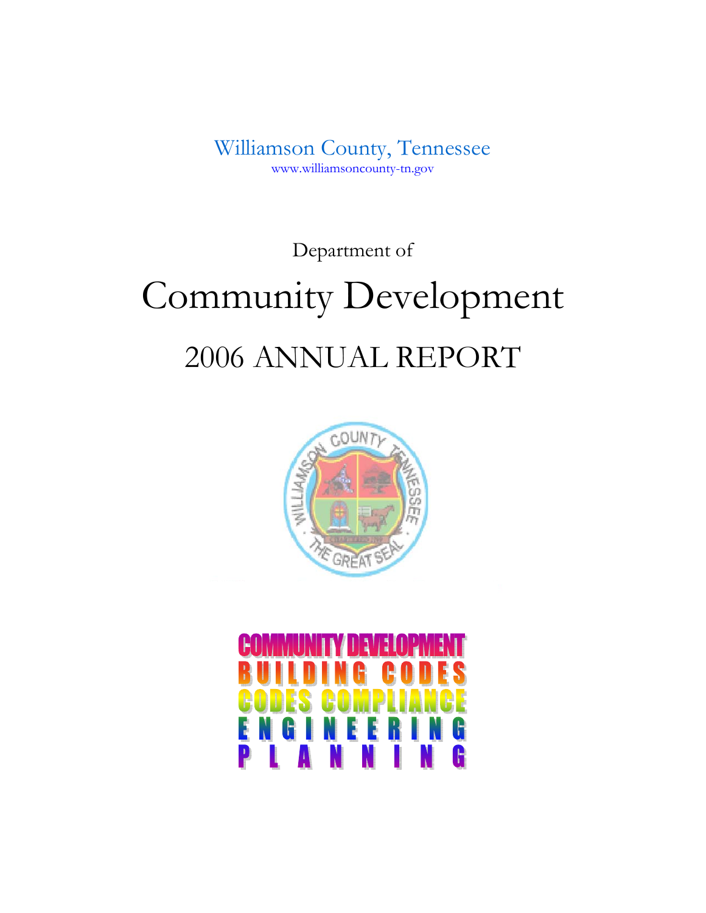Williamson County, Tennessee
www.williamsoncounty-tn.gov

Department of

# Community Development

## 2006 ANNUAL REPORT

COMMUNITY DEVELOPMENT
BUILDING CODES
CODES COMPLIANCE
ENGINEERING
PLANNING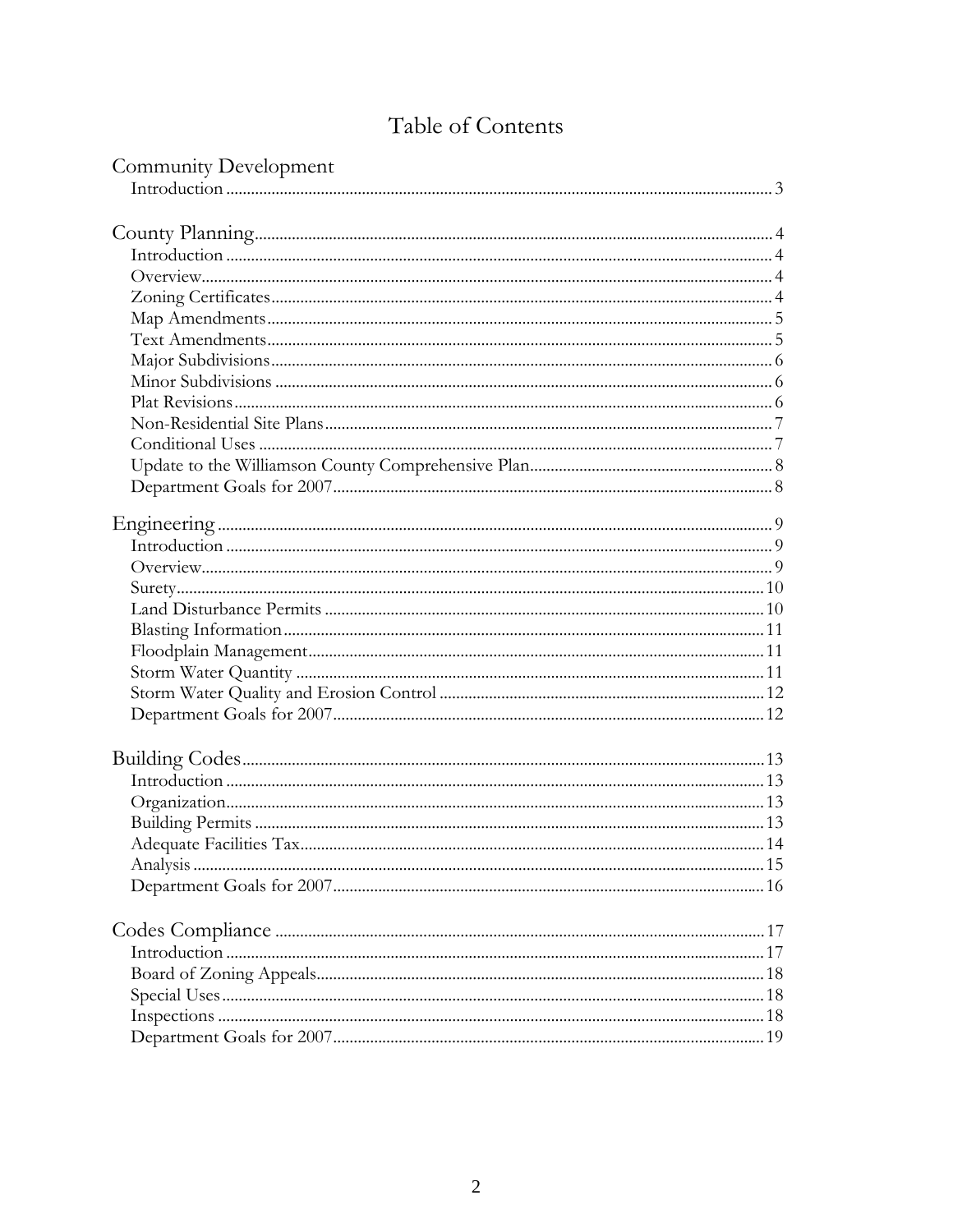# Table of Contents

## Community Development

Introduction .......... 3

## County Planning .......... 4

Introduction .......... 4
Overview .......... 4
Zoning Certificates .......... 4
Map Amendments .......... 5
Text Amendments .......... 5
Major Subdivisions .......... 6
Minor Subdivisions .......... 6
Plat Revisions .......... 6
Non-Residential Site Plans .......... 7
Conditional Uses .......... 7
Update to the Williamson County Comprehensive Plan .......... 8
Department Goals for 2007 .......... 8

## Engineering .......... 9

Introduction .......... 9
Overview .......... 9
Surety .......... 10
Land Disturbance Permits .......... 10
Blasting Information .......... 11
Floodplain Management .......... 11
Storm Water Quantity .......... 11
Storm Water Quality and Erosion Control .......... 12
Department Goals for 2007 .......... 12

## Building Codes .......... 13

Introduction .......... 13
Organization .......... 13
Building Permits .......... 13
Adequate Facilities Tax .......... 14
Analysis .......... 15
Department Goals for 2007 .......... 16

## Codes Compliance .......... 17

Introduction .......... 17
Board of Zoning Appeals .......... 18
Special Uses .......... 18
Inspections .......... 18
Department Goals for 2007 .......... 19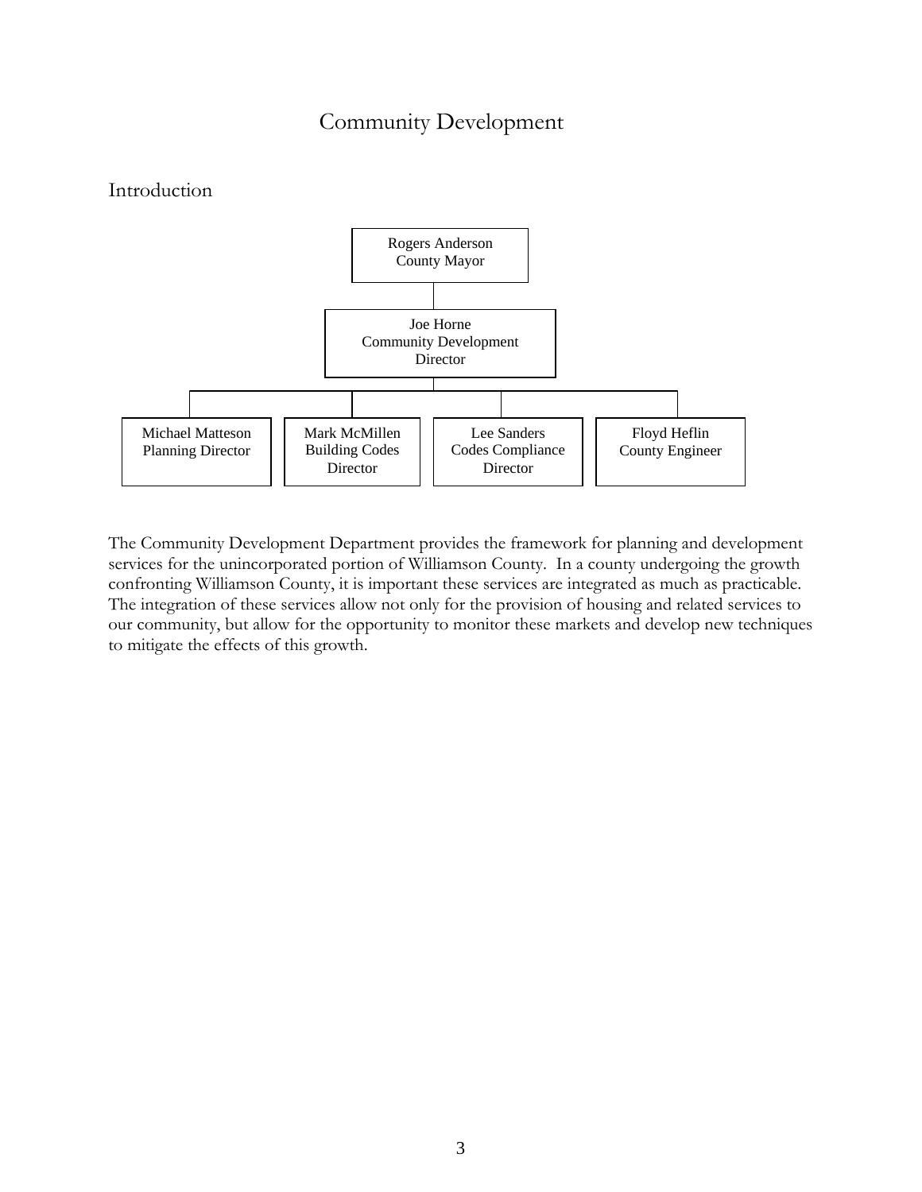# Community Development

## Introduction

Rogers Anderson
County Mayor

Joe Horne
Community Development Director

Michael Matteson
Planning Director

Mark McMillen
Building Codes Director

Lee Sanders
Codes Compliance Director

Floyd Heflin
County Engineer

The Community Development Department provides the framework for planning and development services for the unincorporated portion of Williamson County. In a county undergoing the growth confronting Williamson County, it is important these services are integrated as much as practicable. The integration of these services allow not only for the provision of housing and related services to our community, but allow for the opportunity to monitor these markets and develop new techniques to mitigate the effects of this growth.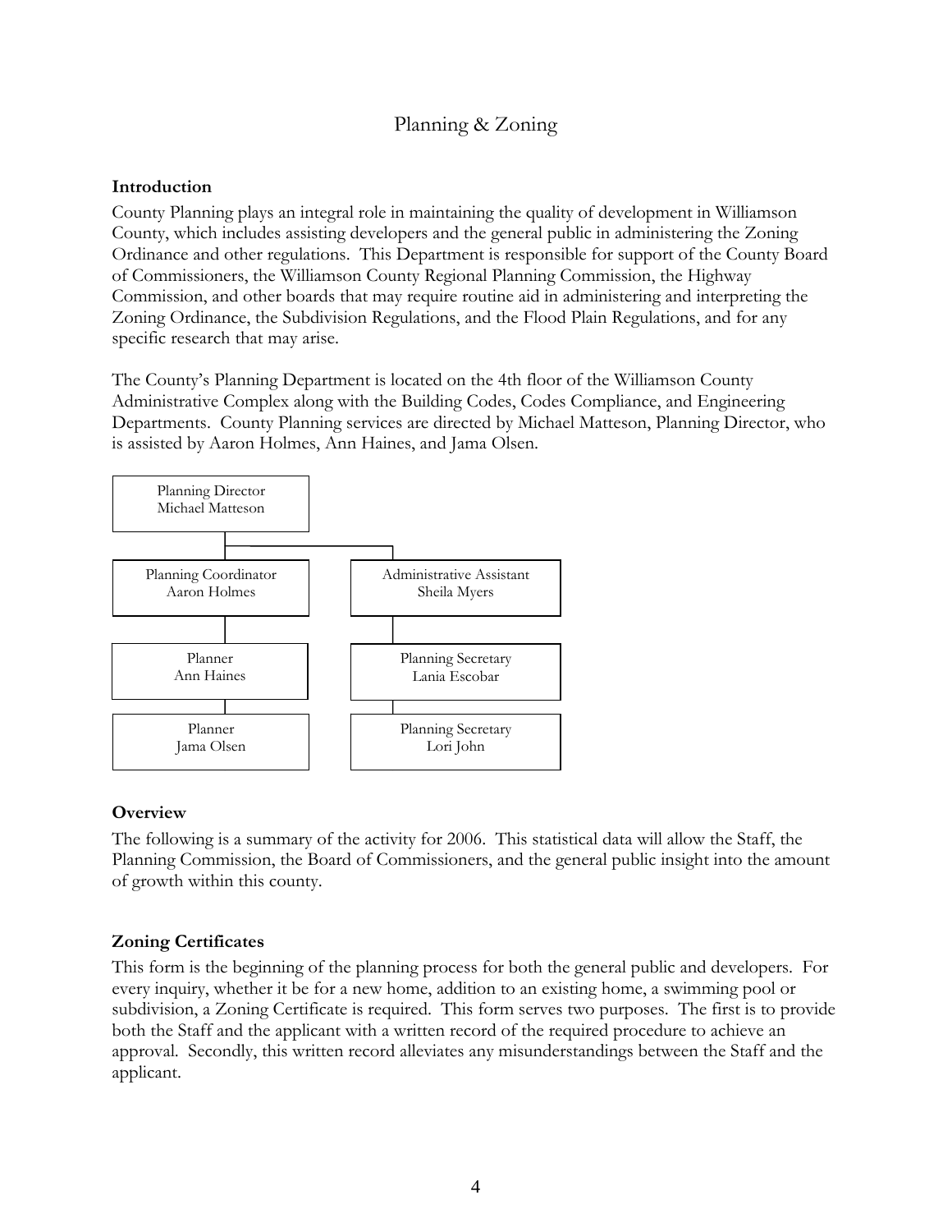# Planning & Zoning

### Introduction

County Planning plays an integral role in maintaining the quality of development in Williamson County, which includes assisting developers and the general public in administering the Zoning Ordinance and other regulations. This Department is responsible for support of the County Board of Commissioners, the Williamson County Regional Planning Commission, the Highway Commission, and other boards that may require routine aid in administering and interpreting the Zoning Ordinance, the Subdivision Regulations, and the Flood Plain Regulations, and for any specific research that may arise.

The County's Planning Department is located on the 4th floor of the Williamson County Administrative Complex along with the Building Codes, Codes Compliance, and Engineering Departments. County Planning services are directed by Michael Matteson, Planning Director, who is assisted by Aaron Holmes, Ann Haines, and Jama Olsen.

- Planning Director – Michael Matteson
  - Planning Coordinator – Aaron Holmes
    - Planner – Ann Haines
      - Planner – Jama Olsen
  - Administrative Assistant – Sheila Myers
    - Planning Secretary – Lania Escobar
      - Planning Secretary – Lori John

### Overview

The following is a summary of the activity for 2006. This statistical data will allow the Staff, the Planning Commission, the Board of Commissioners, and the general public insight into the amount of growth within this county.

### Zoning Certificates

This form is the beginning of the planning process for both the general public and developers. For every inquiry, whether it be for a new home, addition to an existing home, a swimming pool or subdivision, a Zoning Certificate is required. This form serves two purposes. The first is to provide both the Staff and the applicant with a written record of the required procedure to achieve an approval. Secondly, this written record alleviates any misunderstandings between the Staff and the applicant.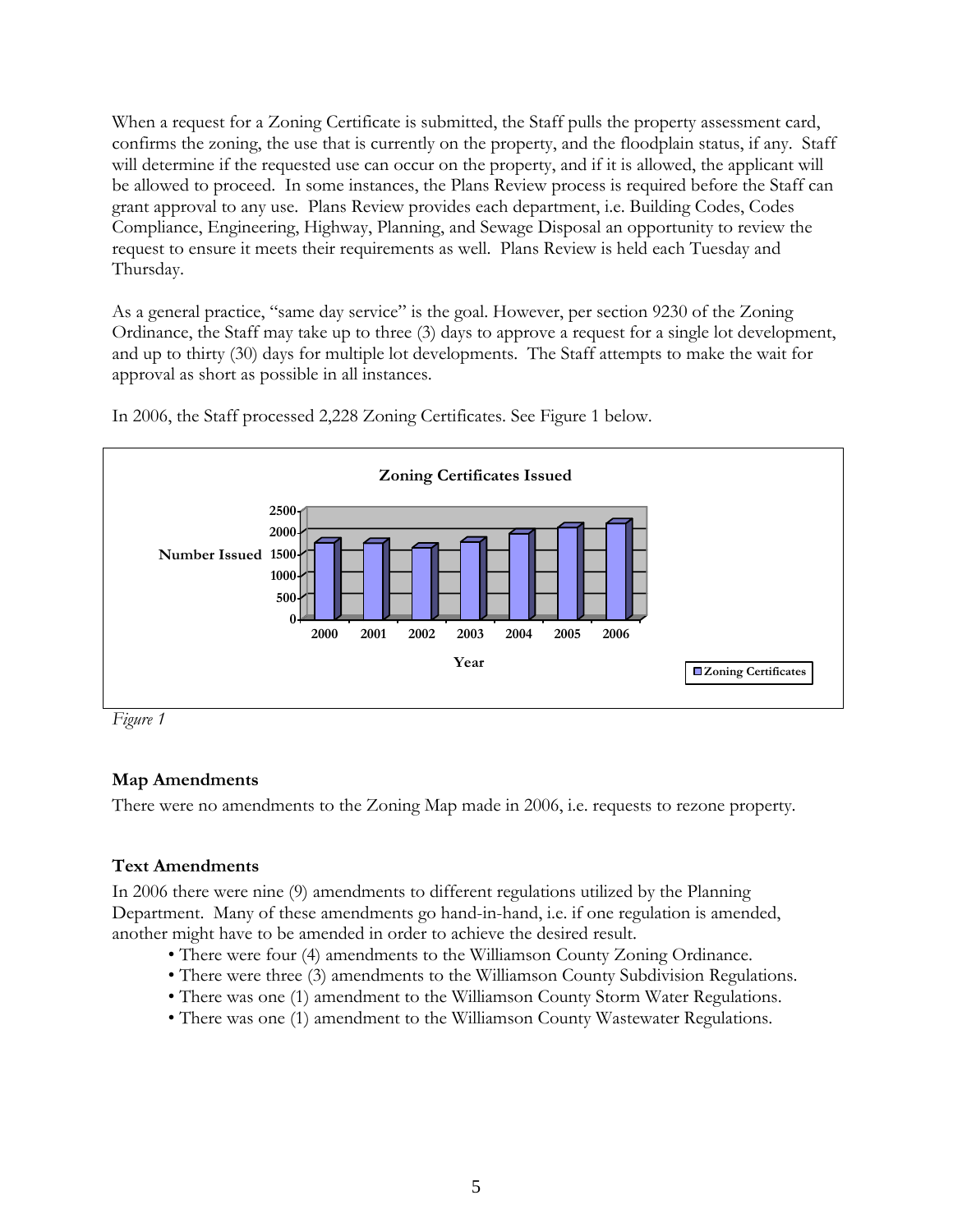When a request for a Zoning Certificate is submitted, the Staff pulls the property assessment card, confirms the zoning, the use that is currently on the property, and the floodplain status, if any. Staff will determine if the requested use can occur on the property, and if it is allowed, the applicant will be allowed to proceed. In some instances, the Plans Review process is required before the Staff can grant approval to any use. Plans Review provides each department, i.e. Building Codes, Codes Compliance, Engineering, Highway, Planning, and Sewage Disposal an opportunity to review the request to ensure it meets their requirements as well. Plans Review is held each Tuesday and Thursday.

As a general practice, "same day service" is the goal. However, per section 9230 of the Zoning Ordinance, the Staff may take up to three (3) days to approve a request for a single lot development, and up to thirty (30) days for multiple lot developments. The Staff attempts to make the wait for approval as short as possible in all instances.

In 2006, the Staff processed 2,228 Zoning Certificates. See Figure 1 below.

**Zoning Certificates Issued**

Number Issued (0–2500) by Year (2000–2006) — Zoning Certificates

*Figure 1*

### Map Amendments

There were no amendments to the Zoning Map made in 2006, i.e. requests to rezone property.

### Text Amendments

In 2006 there were nine (9) amendments to different regulations utilized by the Planning Department. Many of these amendments go hand-in-hand, i.e. if one regulation is amended, another might have to be amended in order to achieve the desired result.

- There were four (4) amendments to the Williamson County Zoning Ordinance.
- There were three (3) amendments to the Williamson County Subdivision Regulations.
- There was one (1) amendment to the Williamson County Storm Water Regulations.
- There was one (1) amendment to the Williamson County Wastewater Regulations.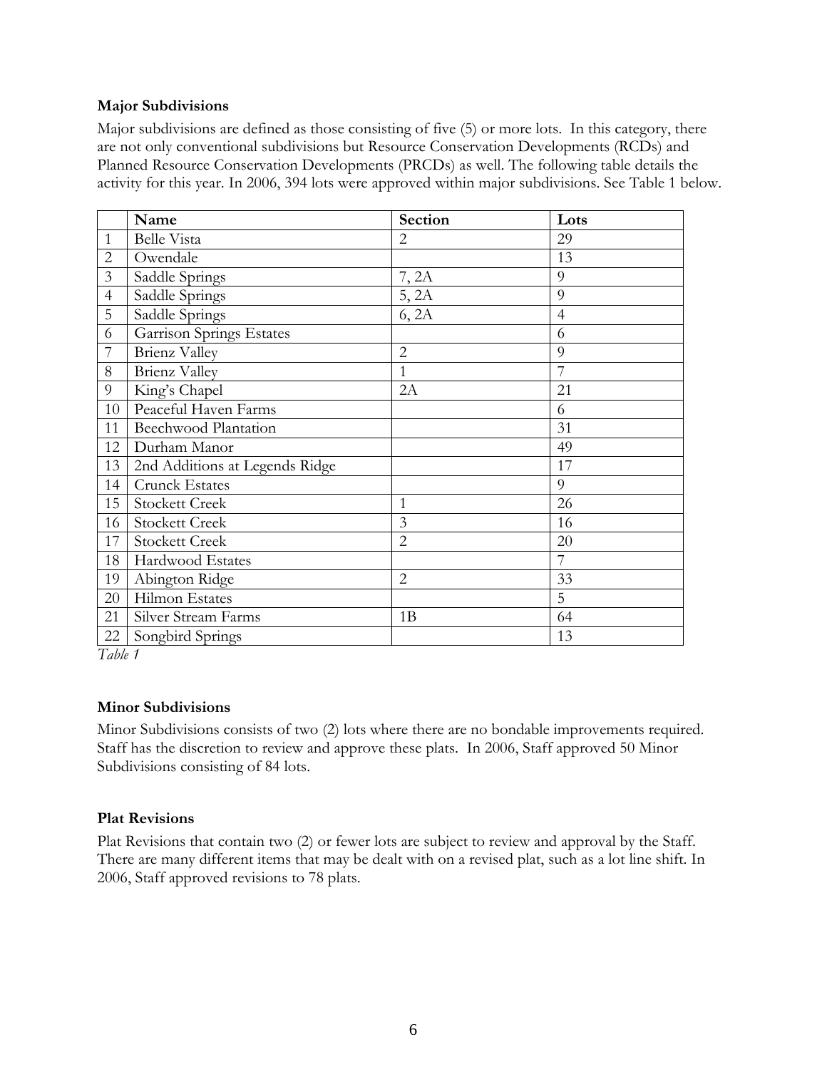**Major Subdivisions**

Major subdivisions are defined as those consisting of five (5) or more lots. In this category, there are not only conventional subdivisions but Resource Conservation Developments (RCDs) and Planned Resource Conservation Developments (PRCDs) as well. The following table details the activity for this year. In 2006, 394 lots were approved within major subdivisions. See Table 1 below.

| | Name | Section | Lots |
|---|---|---|---|
| 1 | Belle Vista | 2 | 29 |
| 2 | Owendale | | 13 |
| 3 | Saddle Springs | 7, 2A | 9 |
| 4 | Saddle Springs | 5, 2A | 9 |
| 5 | Saddle Springs | 6, 2A | 4 |
| 6 | Garrison Springs Estates | | 6 |
| 7 | Brienz Valley | 2 | 9 |
| 8 | Brienz Valley | 1 | 7 |
| 9 | King's Chapel | 2A | 21 |
| 10 | Peaceful Haven Farms | | 6 |
| 11 | Beechwood Plantation | | 31 |
| 12 | Durham Manor | | 49 |
| 13 | 2nd Additions at Legends Ridge | | 17 |
| 14 | Crunck Estates | | 9 |
| 15 | Stockett Creek | 1 | 26 |
| 16 | Stockett Creek | 3 | 16 |
| 17 | Stockett Creek | 2 | 20 |
| 18 | Hardwood Estates | | 7 |
| 19 | Abington Ridge | 2 | 33 |
| 20 | Hilmon Estates | | 5 |
| 21 | Silver Stream Farms | 1B | 64 |
| 22 | Songbird Springs | | 13 |

*Table 1*

**Minor Subdivisions**

Minor Subdivisions consists of two (2) lots where there are no bondable improvements required. Staff has the discretion to review and approve these plats. In 2006, Staff approved 50 Minor Subdivisions consisting of 84 lots.

**Plat Revisions**

Plat Revisions that contain two (2) or fewer lots are subject to review and approval by the Staff. There are many different items that may be dealt with on a revised plat, such as a lot line shift. In 2006, Staff approved revisions to 78 plats.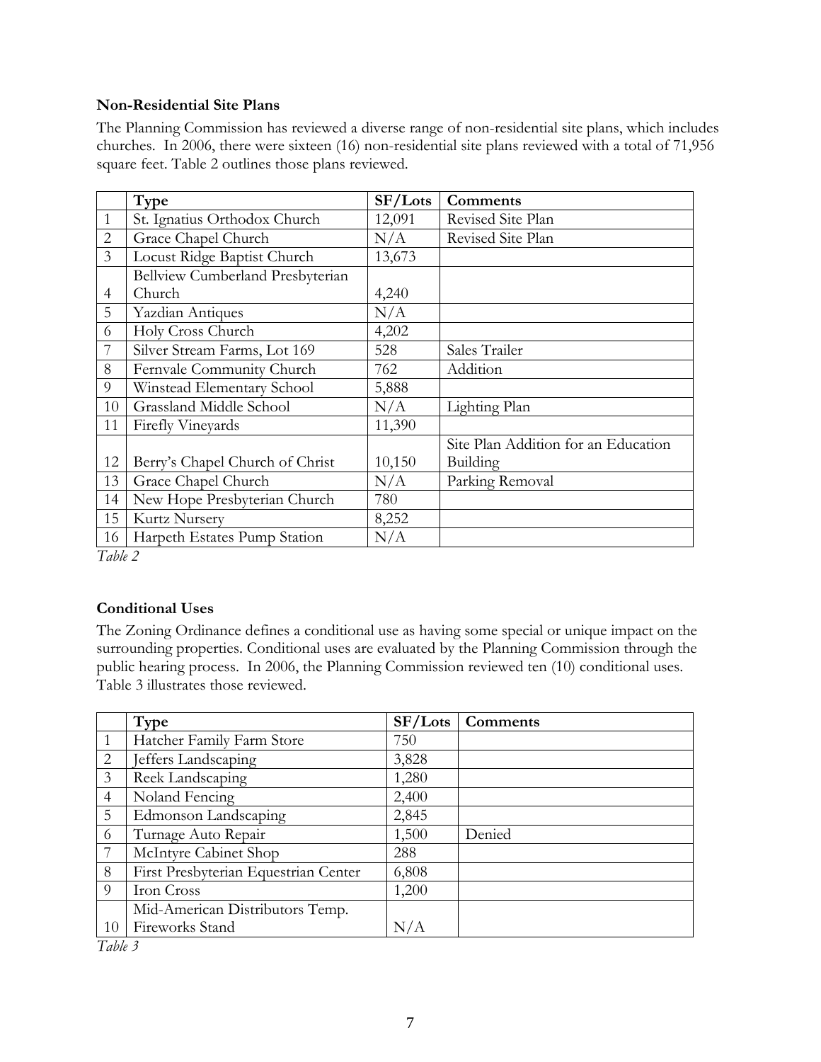**Non-Residential Site Plans**

The Planning Commission has reviewed a diverse range of non-residential site plans, which includes churches. In 2006, there were sixteen (16) non-residential site plans reviewed with a total of 71,956 square feet. Table 2 outlines those plans reviewed.

| | Type | SF/Lots | Comments |
|---|---|---|---|
| 1 | St. Ignatius Orthodox Church | 12,091 | Revised Site Plan |
| 2 | Grace Chapel Church | N/A | Revised Site Plan |
| 3 | Locust Ridge Baptist Church | 13,673 | |
| 4 | Bellview Cumberland Presbyterian Church | 4,240 | |
| 5 | Yazdian Antiques | N/A | |
| 6 | Holy Cross Church | 4,202 | |
| 7 | Silver Stream Farms, Lot 169 | 528 | Sales Trailer |
| 8 | Fernvale Community Church | 762 | Addition |
| 9 | Winstead Elementary School | 5,888 | |
| 10 | Grassland Middle School | N/A | Lighting Plan |
| 11 | Firefly Vineyards | 11,390 | |
| 12 | Berry's Chapel Church of Christ | 10,150 | Site Plan Addition for an Education Building |
| 13 | Grace Chapel Church | N/A | Parking Removal |
| 14 | New Hope Presbyterian Church | 780 | |
| 15 | Kurtz Nursery | 8,252 | |
| 16 | Harpeth Estates Pump Station | N/A | |

*Table 2*

**Conditional Uses**

The Zoning Ordinance defines a conditional use as having some special or unique impact on the surrounding properties. Conditional uses are evaluated by the Planning Commission through the public hearing process. In 2006, the Planning Commission reviewed ten (10) conditional uses. Table 3 illustrates those reviewed.

| | Type | SF/Lots | Comments |
|---|---|---|---|
| 1 | Hatcher Family Farm Store | 750 | |
| 2 | Jeffers Landscaping | 3,828 | |
| 3 | Reek Landscaping | 1,280 | |
| 4 | Noland Fencing | 2,400 | |
| 5 | Edmonson Landscaping | 2,845 | |
| 6 | Turnage Auto Repair | 1,500 | Denied |
| 7 | McIntyre Cabinet Shop | 288 | |
| 8 | First Presbyterian Equestrian Center | 6,808 | |
| 9 | Iron Cross | 1,200 | |
| 10 | Mid-American Distributors Temp. Fireworks Stand | N/A | |

*Table 3*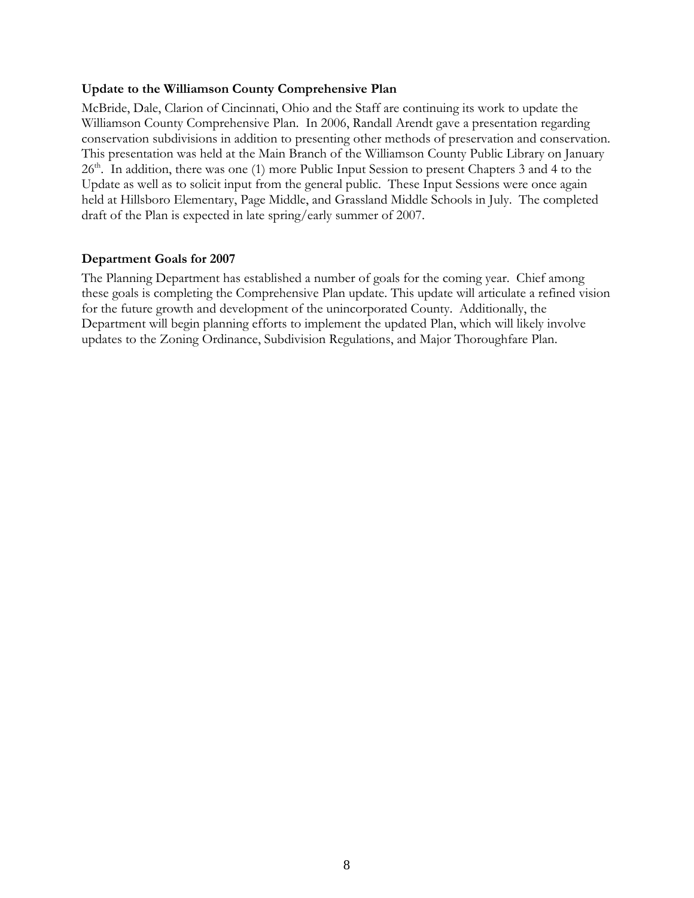**Update to the Williamson County Comprehensive Plan**

McBride, Dale, Clarion of Cincinnati, Ohio and the Staff are continuing its work to update the Williamson County Comprehensive Plan. In 2006, Randall Arendt gave a presentation regarding conservation subdivisions in addition to presenting other methods of preservation and conservation. This presentation was held at the Main Branch of the Williamson County Public Library on January 26th. In addition, there was one (1) more Public Input Session to present Chapters 3 and 4 to the Update as well as to solicit input from the general public. These Input Sessions were once again held at Hillsboro Elementary, Page Middle, and Grassland Middle Schools in July. The completed draft of the Plan is expected in late spring/early summer of 2007.

**Department Goals for 2007**

The Planning Department has established a number of goals for the coming year. Chief among these goals is completing the Comprehensive Plan update. This update will articulate a refined vision for the future growth and development of the unincorporated County. Additionally, the Department will begin planning efforts to implement the updated Plan, which will likely involve updates to the Zoning Ordinance, Subdivision Regulations, and Major Thoroughfare Plan.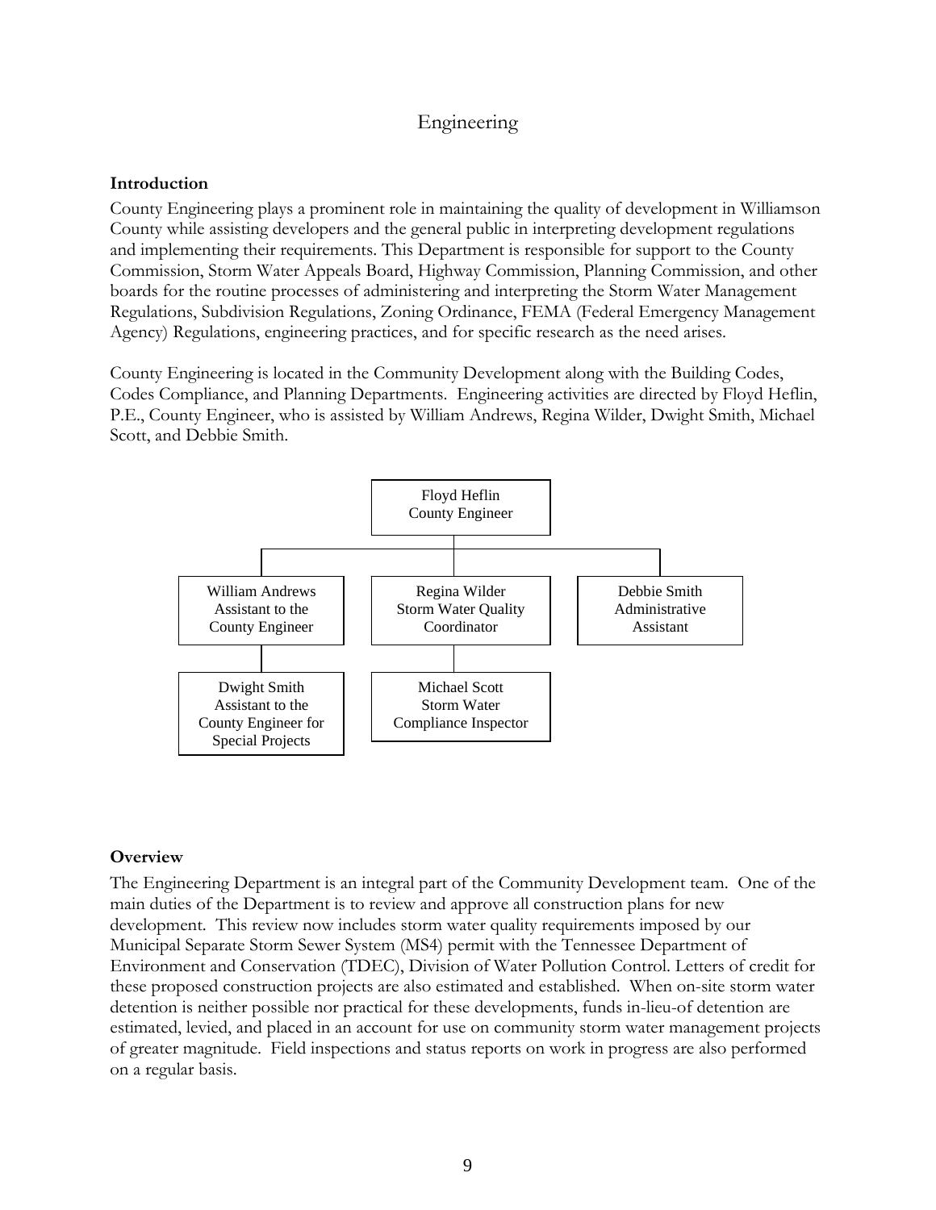# Engineering

**Introduction**

County Engineering plays a prominent role in maintaining the quality of development in Williamson County while assisting developers and the general public in interpreting development regulations and implementing their requirements. This Department is responsible for support to the County Commission, Storm Water Appeals Board, Highway Commission, Planning Commission, and other boards for the routine processes of administering and interpreting the Storm Water Management Regulations, Subdivision Regulations, Zoning Ordinance, FEMA (Federal Emergency Management Agency) Regulations, engineering practices, and for specific research as the need arises.

County Engineering is located in the Community Development along with the Building Codes, Codes Compliance, and Planning Departments. Engineering activities are directed by Floyd Heflin, P.E., County Engineer, who is assisted by William Andrews, Regina Wilder, Dwight Smith, Michael Scott, and Debbie Smith.

- Floyd Heflin, County Engineer
  - William Andrews, Assistant to the County Engineer
    - Dwight Smith, Assistant to the County Engineer for Special Projects
  - Regina Wilder, Storm Water Quality Coordinator
    - Michael Scott, Storm Water Compliance Inspector
  - Debbie Smith, Administrative Assistant

**Overview**

The Engineering Department is an integral part of the Community Development team. One of the main duties of the Department is to review and approve all construction plans for new development. This review now includes storm water quality requirements imposed by our Municipal Separate Storm Sewer System (MS4) permit with the Tennessee Department of Environment and Conservation (TDEC), Division of Water Pollution Control. Letters of credit for these proposed construction projects are also estimated and established. When on-site storm water detention is neither possible nor practical for these developments, funds in-lieu-of detention are estimated, levied, and placed in an account for use on community storm water management projects of greater magnitude. Field inspections and status reports on work in progress are also performed on a regular basis.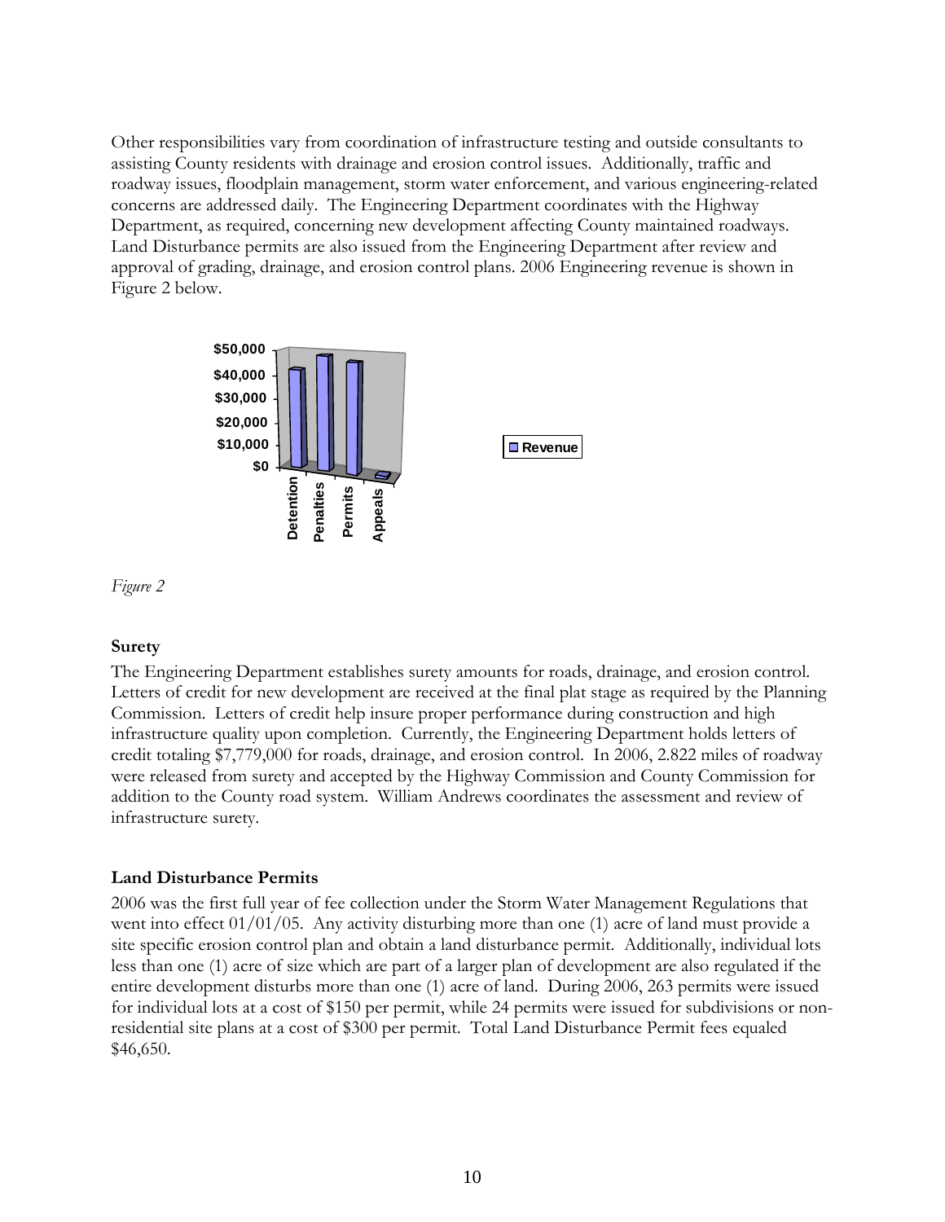Other responsibilities vary from coordination of infrastructure testing and outside consultants to assisting County residents with drainage and erosion control issues. Additionally, traffic and roadway issues, floodplain management, storm water enforcement, and various engineering-related concerns are addressed daily. The Engineering Department coordinates with the Highway Department, as required, concerning new development affecting County maintained roadways. Land Disturbance permits are also issued from the Engineering Department after review and approval of grading, drainage, and erosion control plans. 2006 Engineering revenue is shown in Figure 2 below.

*Figure 2*

### Surety

The Engineering Department establishes surety amounts for roads, drainage, and erosion control. Letters of credit for new development are received at the final plat stage as required by the Planning Commission. Letters of credit help insure proper performance during construction and high infrastructure quality upon completion. Currently, the Engineering Department holds letters of credit totaling $7,779,000 for roads, drainage, and erosion control. In 2006, 2.822 miles of roadway were released from surety and accepted by the Highway Commission and County Commission for addition to the County road system. William Andrews coordinates the assessment and review of infrastructure surety.

### Land Disturbance Permits

2006 was the first full year of fee collection under the Storm Water Management Regulations that went into effect 01/01/05. Any activity disturbing more than one (1) acre of land must provide a site specific erosion control plan and obtain a land disturbance permit. Additionally, individual lots less than one (1) acre of size which are part of a larger plan of development are also regulated if the entire development disturbs more than one (1) acre of land. During 2006, 263 permits were issued for individual lots at a cost of $150 per permit, while 24 permits were issued for subdivisions or non-residential site plans at a cost of $300 per permit. Total Land Disturbance Permit fees equaled $46,650.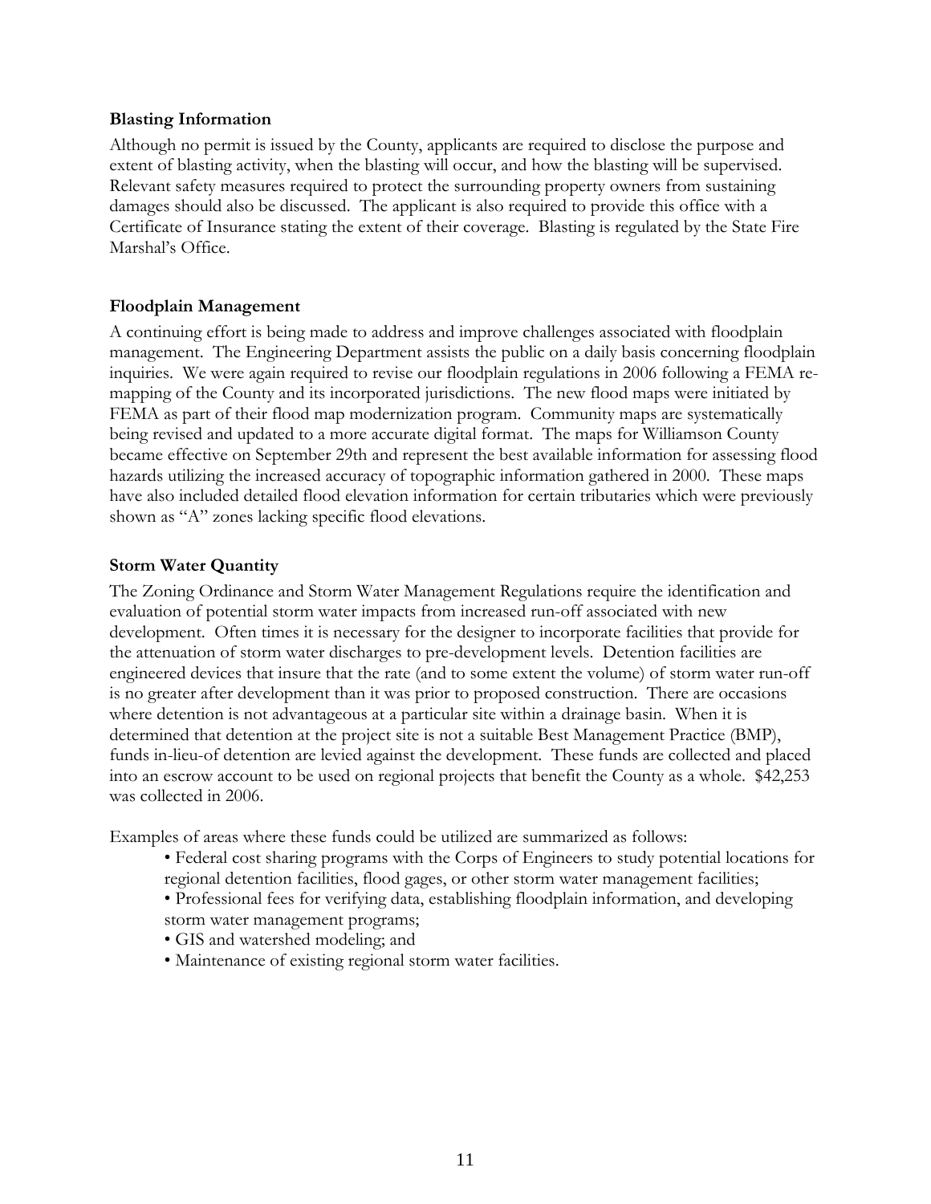### Blasting Information

Although no permit is issued by the County, applicants are required to disclose the purpose and extent of blasting activity, when the blasting will occur, and how the blasting will be supervised. Relevant safety measures required to protect the surrounding property owners from sustaining damages should also be discussed. The applicant is also required to provide this office with a Certificate of Insurance stating the extent of their coverage. Blasting is regulated by the State Fire Marshal's Office.

### Floodplain Management

A continuing effort is being made to address and improve challenges associated with floodplain management. The Engineering Department assists the public on a daily basis concerning floodplain inquiries. We were again required to revise our floodplain regulations in 2006 following a FEMA re-mapping of the County and its incorporated jurisdictions. The new flood maps were initiated by FEMA as part of their flood map modernization program. Community maps are systematically being revised and updated to a more accurate digital format. The maps for Williamson County became effective on September 29th and represent the best available information for assessing flood hazards utilizing the increased accuracy of topographic information gathered in 2000. These maps have also included detailed flood elevation information for certain tributaries which were previously shown as "A" zones lacking specific flood elevations.

### Storm Water Quantity

The Zoning Ordinance and Storm Water Management Regulations require the identification and evaluation of potential storm water impacts from increased run-off associated with new development. Often times it is necessary for the designer to incorporate facilities that provide for the attenuation of storm water discharges to pre-development levels. Detention facilities are engineered devices that insure that the rate (and to some extent the volume) of storm water run-off is no greater after development than it was prior to proposed construction. There are occasions where detention is not advantageous at a particular site within a drainage basin. When it is determined that detention at the project site is not a suitable Best Management Practice (BMP), funds in-lieu-of detention are levied against the development. These funds are collected and placed into an escrow account to be used on regional projects that benefit the County as a whole. $42,253 was collected in 2006.

Examples of areas where these funds could be utilized are summarized as follows:

- Federal cost sharing programs with the Corps of Engineers to study potential locations for regional detention facilities, flood gages, or other storm water management facilities;
- Professional fees for verifying data, establishing floodplain information, and developing storm water management programs;
- GIS and watershed modeling; and
- Maintenance of existing regional storm water facilities.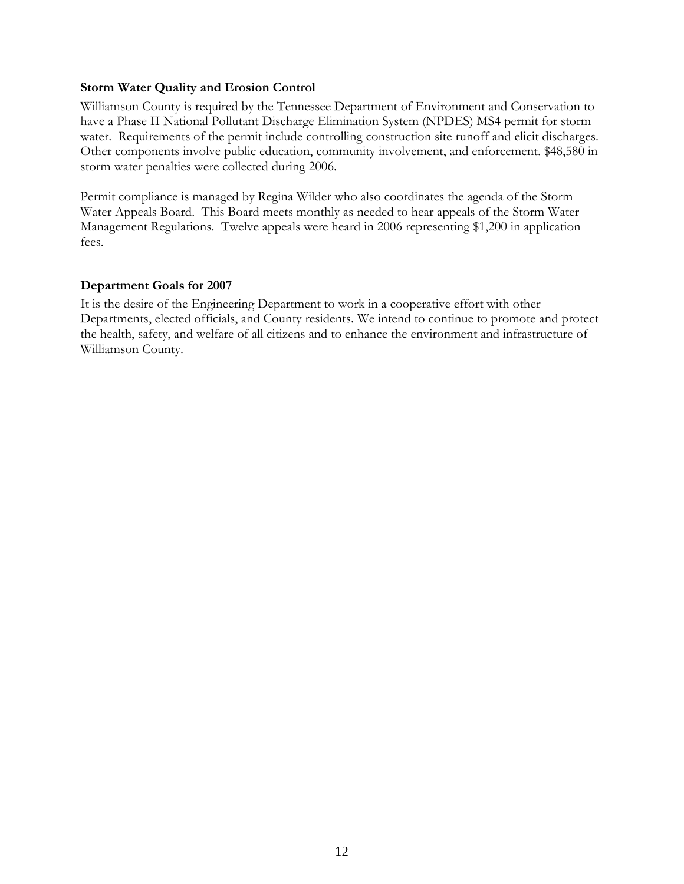**Storm Water Quality and Erosion Control**

Williamson County is required by the Tennessee Department of Environment and Conservation to have a Phase II National Pollutant Discharge Elimination System (NPDES) MS4 permit for storm water. Requirements of the permit include controlling construction site runoff and elicit discharges. Other components involve public education, community involvement, and enforcement. $48,580 in storm water penalties were collected during 2006.

Permit compliance is managed by Regina Wilder who also coordinates the agenda of the Storm Water Appeals Board. This Board meets monthly as needed to hear appeals of the Storm Water Management Regulations. Twelve appeals were heard in 2006 representing $1,200 in application fees.

**Department Goals for 2007**

It is the desire of the Engineering Department to work in a cooperative effort with other Departments, elected officials, and County residents. We intend to continue to promote and protect the health, safety, and welfare of all citizens and to enhance the environment and infrastructure of Williamson County.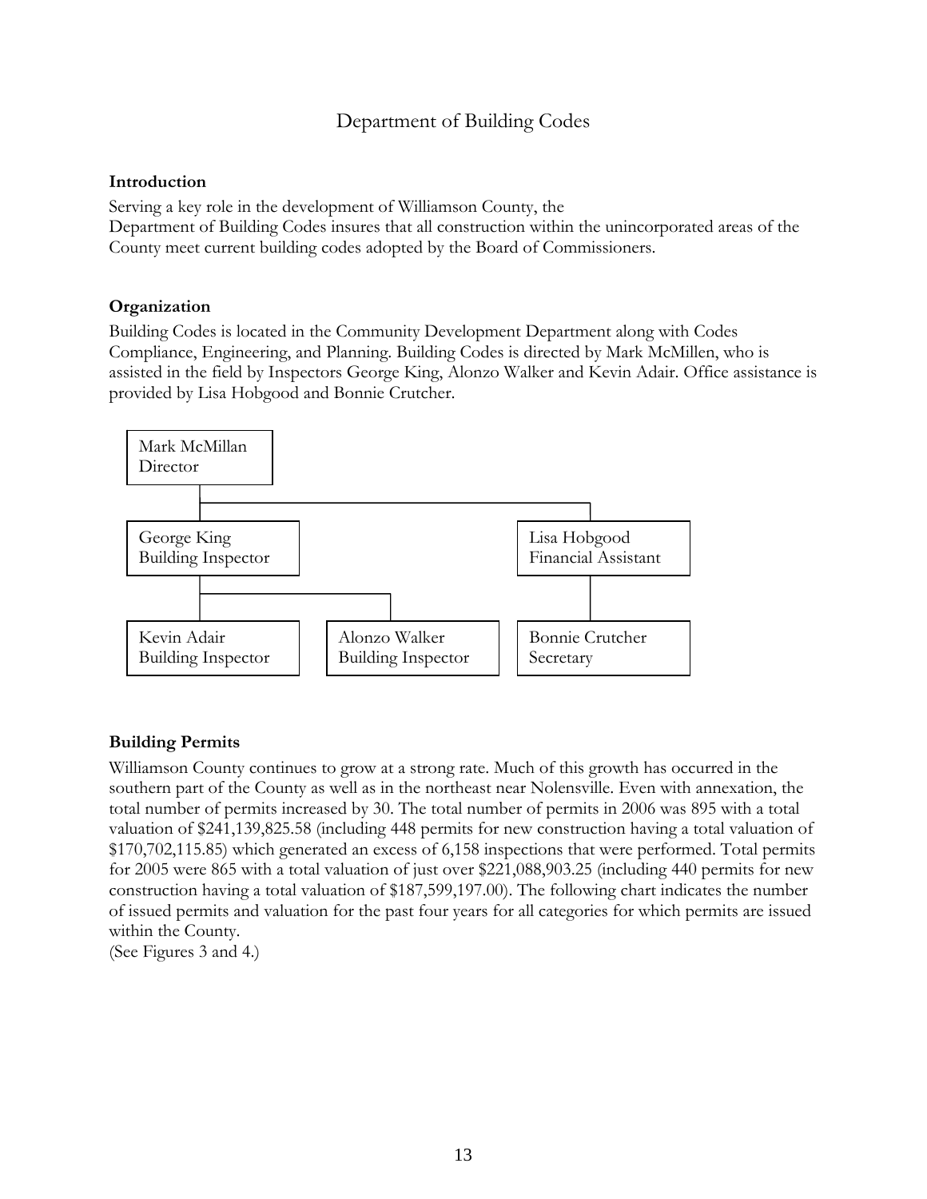# Department of Building Codes

### Introduction

Serving a key role in the development of Williamson County, the Department of Building Codes insures that all construction within the unincorporated areas of the County meet current building codes adopted by the Board of Commissioners.

### Organization

Building Codes is located in the Community Development Department along with Codes Compliance, Engineering, and Planning. Building Codes is directed by Mark McMillen, who is assisted in the field by Inspectors George King, Alonzo Walker and Kevin Adair. Office assistance is provided by Lisa Hobgood and Bonnie Crutcher.

- Mark McMillan, Director
  - George King, Building Inspector
    - Kevin Adair, Building Inspector
    - Alonzo Walker, Building Inspector
  - Lisa Hobgood, Financial Assistant
    - Bonnie Crutcher, Secretary

### Building Permits

Williamson County continues to grow at a strong rate. Much of this growth has occurred in the southern part of the County as well as in the northeast near Nolensville. Even with annexation, the total number of permits increased by 30. The total number of permits in 2006 was 895 with a total valuation of $241,139,825.58 (including 448 permits for new construction having a total valuation of $170,702,115.85) which generated an excess of 6,158 inspections that were performed. Total permits for 2005 were 865 with a total valuation of just over $221,088,903.25 (including 440 permits for new construction having a total valuation of $187,599,197.00). The following chart indicates the number of issued permits and valuation for the past four years for all categories for which permits are issued within the County.
(See Figures 3 and 4.)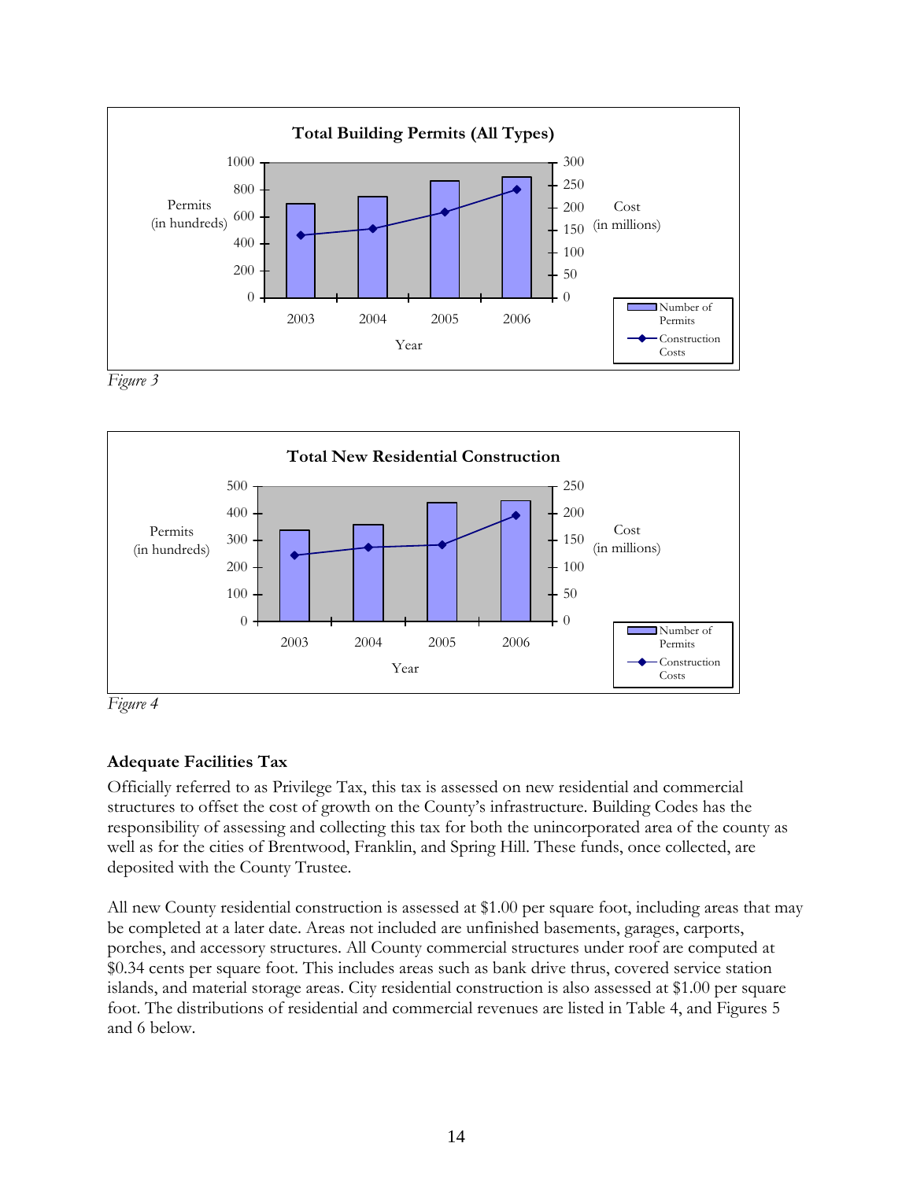Figure 3

Figure 4

### Adequate Facilities Tax

Officially referred to as Privilege Tax, this tax is assessed on new residential and commercial structures to offset the cost of growth on the County's infrastructure. Building Codes has the responsibility of assessing and collecting this tax for both the unincorporated area of the county as well as for the cities of Brentwood, Franklin, and Spring Hill. These funds, once collected, are deposited with the County Trustee.

All new County residential construction is assessed at $1.00 per square foot, including areas that may be completed at a later date. Areas not included are unfinished basements, garages, carports, porches, and accessory structures. All County commercial structures under roof are computed at $0.34 cents per square foot. This includes areas such as bank drive thrus, covered service station islands, and material storage areas. City residential construction is also assessed at $1.00 per square foot. The distributions of residential and commercial revenues are listed in Table 4, and Figures 5 and 6 below.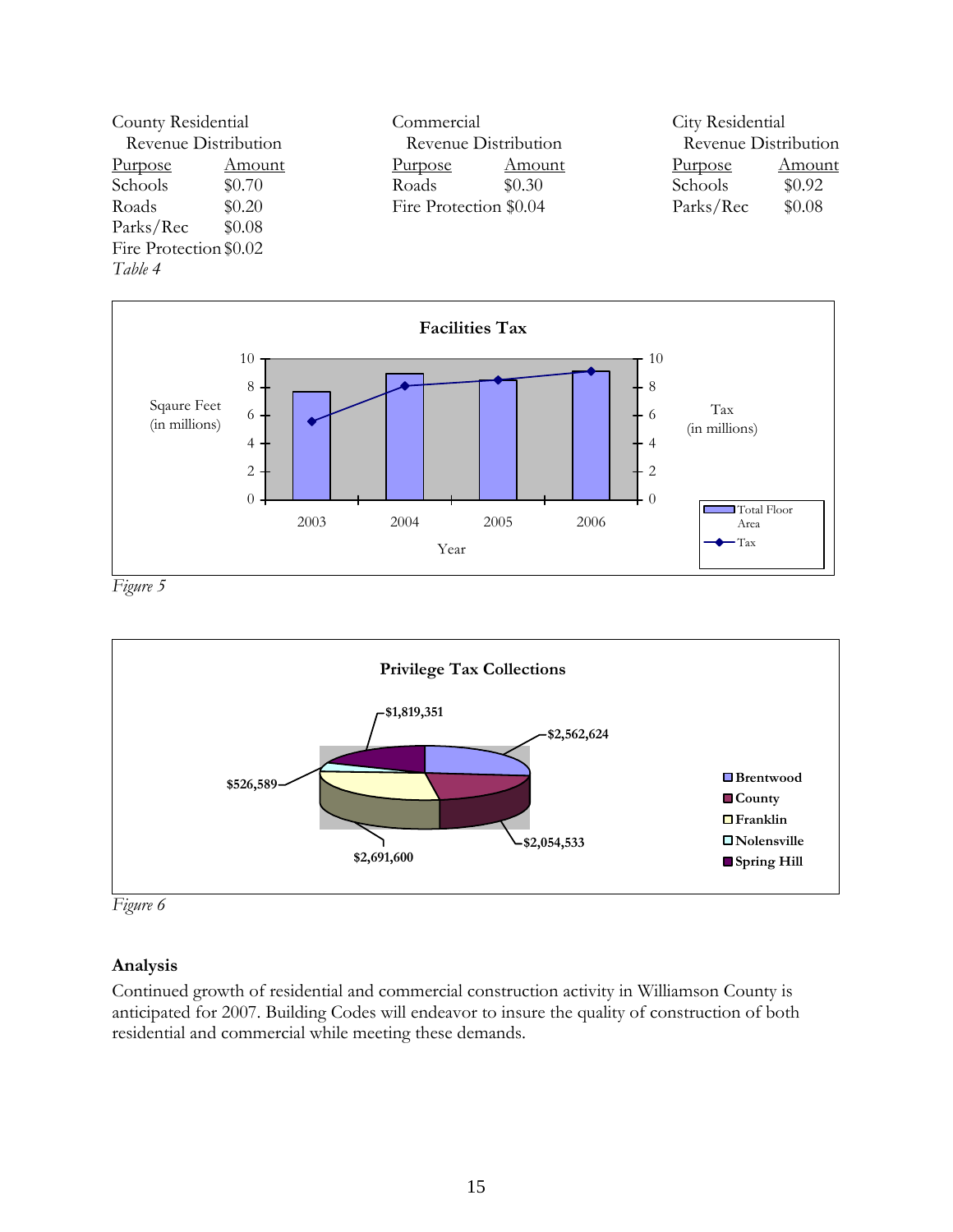County Residential
Revenue Distribution

| Purpose | Amount |
|---|---|
| Schools | $0.70 |
| Roads | $0.20 |
| Parks/Rec | $0.08 |
| Fire Protection | $0.02 |

Commercial
Revenue Distribution

| Purpose | Amount |
|---|---|
| Roads | $0.30 |
| Fire Protection | $0.04 |

City Residential
Revenue Distribution

| Purpose | Amount |
|---|---|
| Schools | $0.92 |
| Parks/Rec | $0.08 |

*Table 4*

**Facilities Tax**

Sqaure Feet (in millions) | Tax (in millions) | Year: 2003, 2004, 2005, 2006 | Total Floor Area | Tax

*Figure 5*

**Privilege Tax Collections**

Brentwood: $2,562,624; County: $2,054,533; Franklin: $2,691,600; Nolensville: $526,589; Spring Hill: $1,819,351

*Figure 6*

### Analysis

Continued growth of residential and commercial construction activity in Williamson County is anticipated for 2007. Building Codes will endeavor to insure the quality of construction of both residential and commercial while meeting these demands.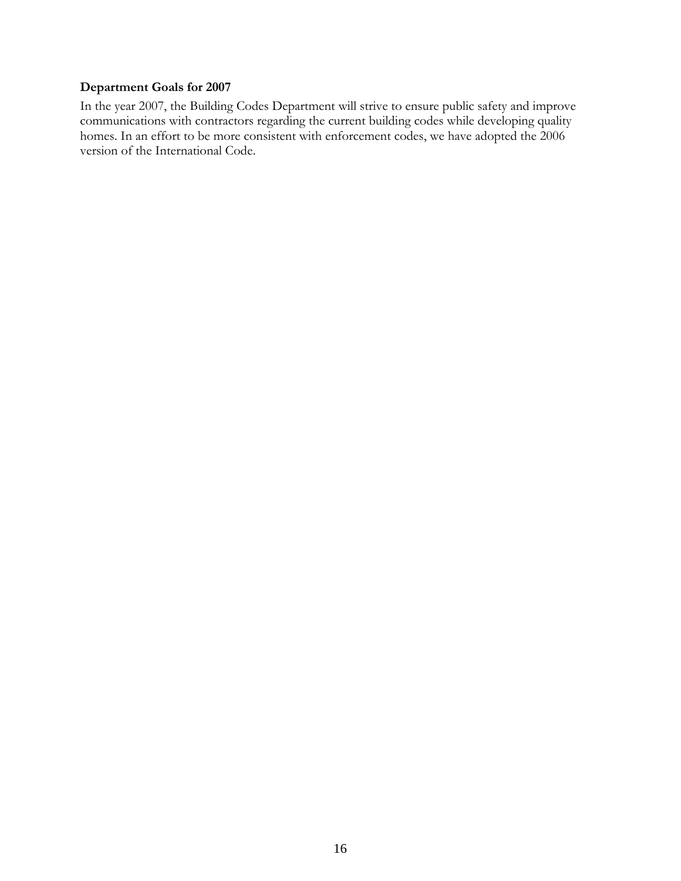**Department Goals for 2007**

In the year 2007, the Building Codes Department will strive to ensure public safety and improve communications with contractors regarding the current building codes while developing quality homes. In an effort to be more consistent with enforcement codes, we have adopted the 2006 version of the International Code.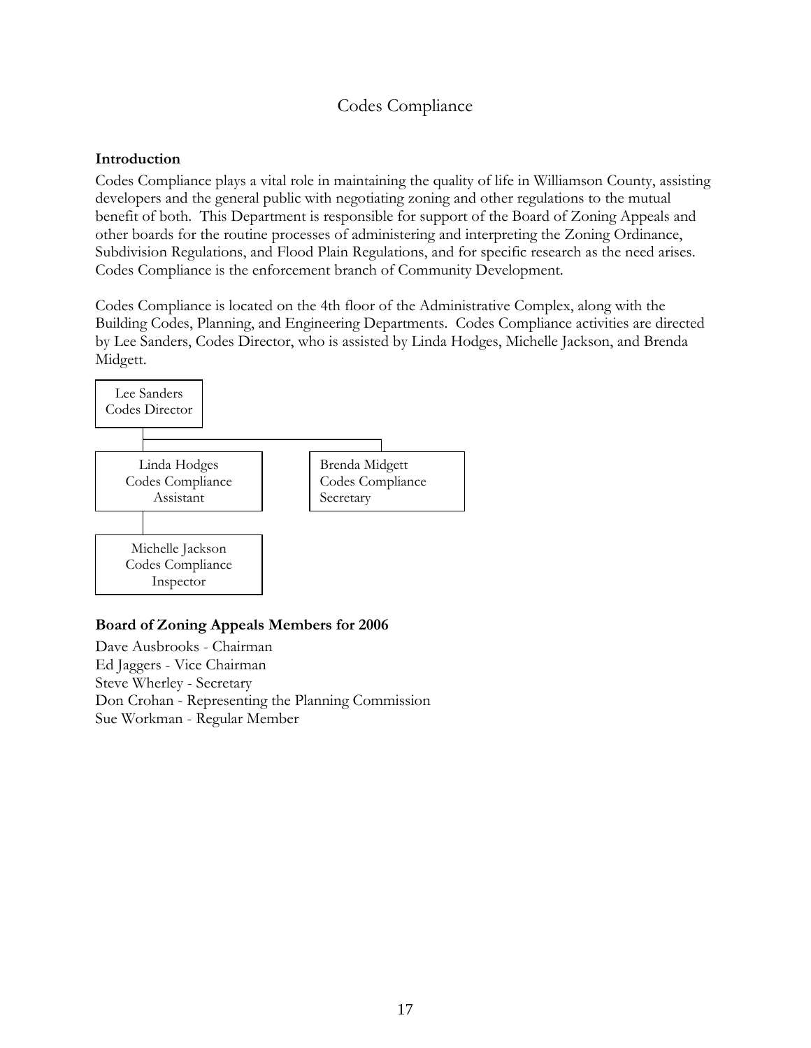# Codes Compliance

**Introduction**

Codes Compliance plays a vital role in maintaining the quality of life in Williamson County, assisting developers and the general public with negotiating zoning and other regulations to the mutual benefit of both. This Department is responsible for support of the Board of Zoning Appeals and other boards for the routine processes of administering and interpreting the Zoning Ordinance, Subdivision Regulations, and Flood Plain Regulations, and for specific research as the need arises. Codes Compliance is the enforcement branch of Community Development.

Codes Compliance is located on the 4th floor of the Administrative Complex, along with the Building Codes, Planning, and Engineering Departments. Codes Compliance activities are directed by Lee Sanders, Codes Director, who is assisted by Linda Hodges, Michelle Jackson, and Brenda Midgett.

- Lee Sanders, Codes Director
  - Linda Hodges, Codes Compliance Assistant
    - Michelle Jackson, Codes Compliance Inspector
  - Brenda Midgett, Codes Compliance Secretary

**Board of Zoning Appeals Members for 2006**

Dave Ausbrooks - Chairman
Ed Jaggers - Vice Chairman
Steve Wherley - Secretary
Don Crohan - Representing the Planning Commission
Sue Workman - Regular Member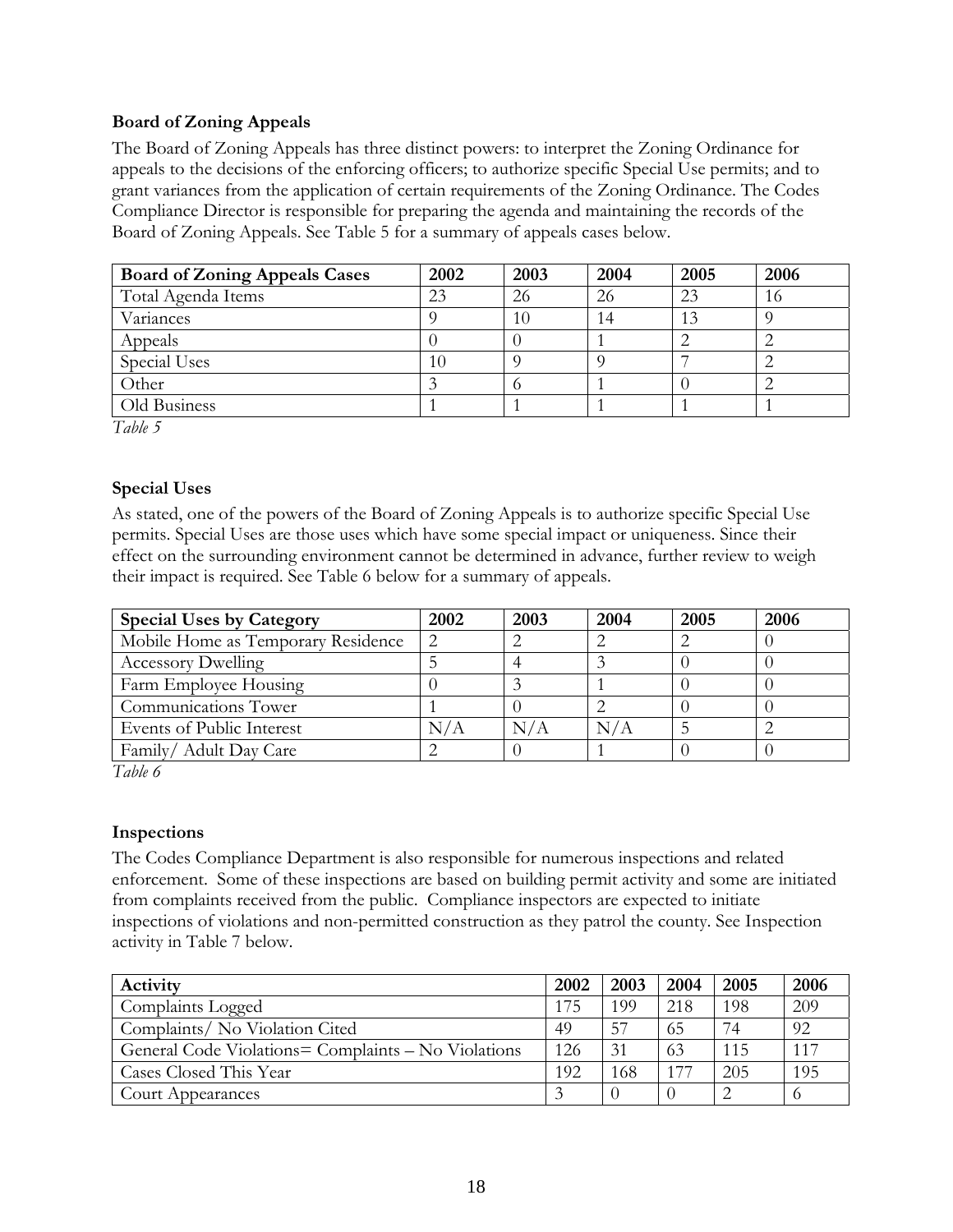**Board of Zoning Appeals**

The Board of Zoning Appeals has three distinct powers: to interpret the Zoning Ordinance for appeals to the decisions of the enforcing officers; to authorize specific Special Use permits; and to grant variances from the application of certain requirements of the Zoning Ordinance. The Codes Compliance Director is responsible for preparing the agenda and maintaining the records of the Board of Zoning Appeals. See Table 5 for a summary of appeals cases below.

| Board of Zoning Appeals Cases | 2002 | 2003 | 2004 | 2005 | 2006 |
|---|---|---|---|---|---|
| Total Agenda Items | 23 | 26 | 26 | 23 | 16 |
| Variances | 9 | 10 | 14 | 13 | 9 |
| Appeals | 0 | 0 | 1 | 2 | 2 |
| Special Uses | 10 | 9 | 9 | 7 | 2 |
| Other | 3 | 6 | 1 | 0 | 2 |
| Old Business | 1 | 1 | 1 | 1 | 1 |

*Table 5*

**Special Uses**

As stated, one of the powers of the Board of Zoning Appeals is to authorize specific Special Use permits. Special Uses are those uses which have some special impact or uniqueness. Since their effect on the surrounding environment cannot be determined in advance, further review to weigh their impact is required. See Table 6 below for a summary of appeals.

| Special Uses by Category | 2002 | 2003 | 2004 | 2005 | 2006 |
|---|---|---|---|---|---|
| Mobile Home as Temporary Residence | 2 | 2 | 2 | 2 | 0 |
| Accessory Dwelling | 5 | 4 | 3 | 0 | 0 |
| Farm Employee Housing | 0 | 3 | 1 | 0 | 0 |
| Communications Tower | 1 | 0 | 2 | 0 | 0 |
| Events of Public Interest | N/A | N/A | N/A | 5 | 2 |
| Family/ Adult Day Care | 2 | 0 | 1 | 0 | 0 |

*Table 6*

**Inspections**

The Codes Compliance Department is also responsible for numerous inspections and related enforcement. Some of these inspections are based on building permit activity and some are initiated from complaints received from the public. Compliance inspectors are expected to initiate inspections of violations and non-permitted construction as they patrol the county. See Inspection activity in Table 7 below.

| Activity | 2002 | 2003 | 2004 | 2005 | 2006 |
|---|---|---|---|---|---|
| Complaints Logged | 175 | 199 | 218 | 198 | 209 |
| Complaints/ No Violation Cited | 49 | 57 | 65 | 74 | 92 |
| General Code Violations= Complaints – No Violations | 126 | 31 | 63 | 115 | 117 |
| Cases Closed This Year | 192 | 168 | 177 | 205 | 195 |
| Court Appearances | 3 | 0 | 0 | 2 | 6 |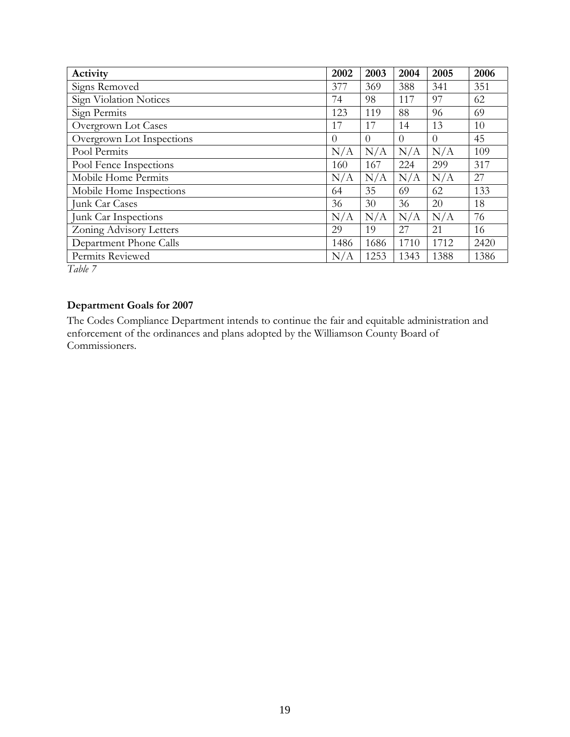| Activity | 2002 | 2003 | 2004 | 2005 | 2006 |
|---|---|---|---|---|---|
| Signs Removed | 377 | 369 | 388 | 341 | 351 |
| Sign Violation Notices | 74 | 98 | 117 | 97 | 62 |
| Sign Permits | 123 | 119 | 88 | 96 | 69 |
| Overgrown Lot Cases | 17 | 17 | 14 | 13 | 10 |
| Overgrown Lot Inspections | 0 | 0 | 0 | 0 | 45 |
| Pool Permits | N/A | N/A | N/A | N/A | 109 |
| Pool Fence Inspections | 160 | 167 | 224 | 299 | 317 |
| Mobile Home Permits | N/A | N/A | N/A | N/A | 27 |
| Mobile Home Inspections | 64 | 35 | 69 | 62 | 133 |
| Junk Car Cases | 36 | 30 | 36 | 20 | 18 |
| Junk Car Inspections | N/A | N/A | N/A | N/A | 76 |
| Zoning Advisory Letters | 29 | 19 | 27 | 21 | 16 |
| Department Phone Calls | 1486 | 1686 | 1710 | 1712 | 2420 |
| Permits Reviewed | N/A | 1253 | 1343 | 1388 | 1386 |

*Table 7*

**Department Goals for 2007**

The Codes Compliance Department intends to continue the fair and equitable administration and enforcement of the ordinances and plans adopted by the Williamson County Board of Commissioners.